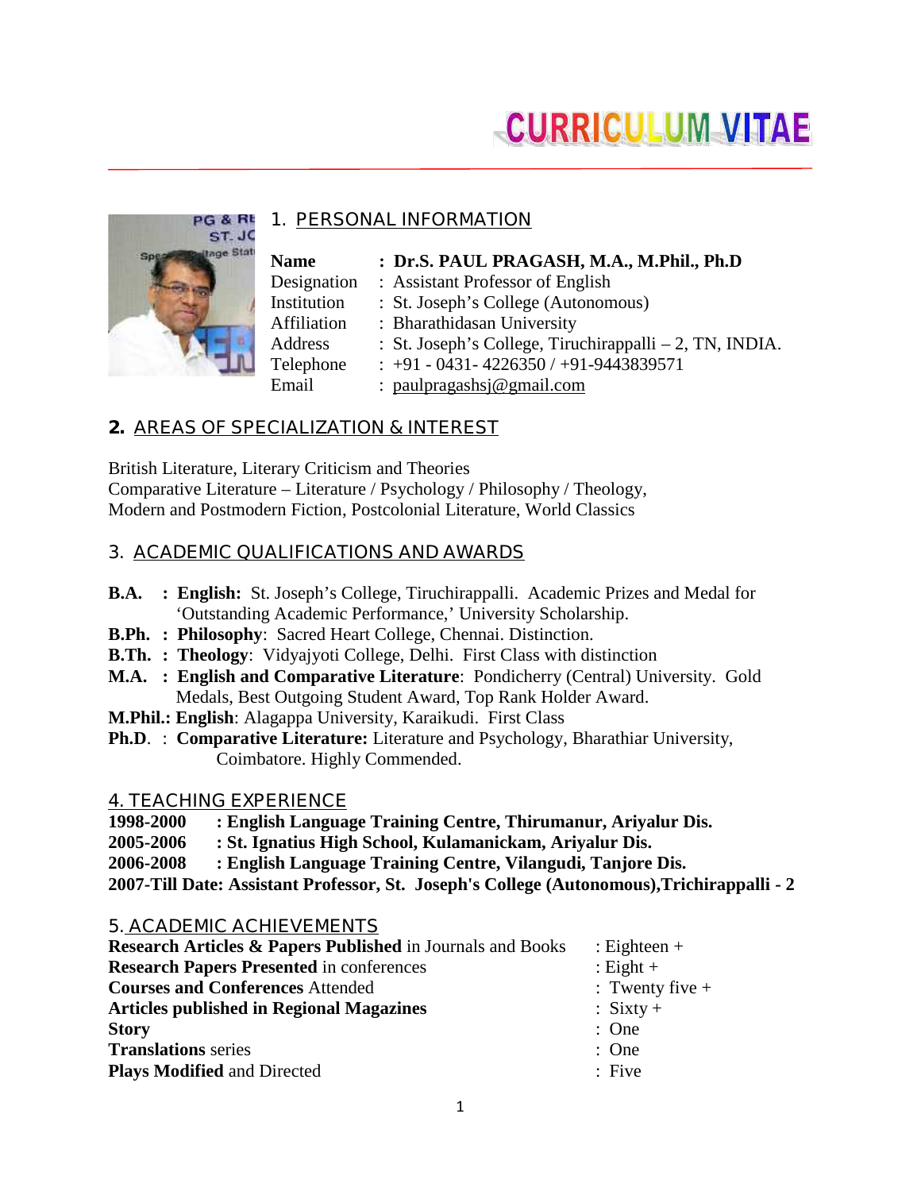# CURRICULUM VITAE

## 1. PERSONAL INFORMATION

| | |
|---|---|
| **Name** | **: Dr.S. PAUL PRAGASH, M.A., M.Phil., Ph.D** |
| Designation | : Assistant Professor of English |
| Institution | : St. Joseph's College (Autonomous) |
| Affiliation | : Bharathidasan University |
| Address | : St. Joseph's College, Tiruchirappalli – 2, TN, INDIA. |
| Telephone | : +91 - 0431- 4226350 / +91-9443839571 |
| Email | : paulpragashsj@gmail.com |

## 2. AREAS OF SPECIALIZATION & INTEREST

British Literature, Literary Criticism and Theories
Comparative Literature – Literature / Psychology / Philosophy / Theology,
Modern and Postmodern Fiction, Postcolonial Literature, World Classics

## 3. ACADEMIC QUALIFICATIONS AND AWARDS

**B.A.** : **English:** St. Joseph's College, Tiruchirappalli. Academic Prizes and Medal for 'Outstanding Academic Performance,' University Scholarship.
**B.Ph.** : **Philosophy**: Sacred Heart College, Chennai. Distinction.
**B.Th.** : **Theology**: Vidyajyoti College, Delhi. First Class with distinction
**M.A.** : **English and Comparative Literature**: Pondicherry (Central) University. Gold Medals, Best Outgoing Student Award, Top Rank Holder Award.
**M.Phil.: English**: Alagappa University, Karaikudi. First Class
**Ph.D**. : **Comparative Literature:** Literature and Psychology, Bharathiar University, Coimbatore. Highly Commended.

## 4. TEACHING EXPERIENCE

**1998-2000 : English Language Training Centre, Thirumanur, Ariyalur Dis.**
**2005-2006 : St. Ignatius High School, Kulamanickam, Ariyalur Dis.**
**2006-2008 : English Language Training Centre, Vilangudi, Tanjore Dis.**
**2007-Till Date: Assistant Professor, St. Joseph's College (Autonomous),Trichirappalli - 2**

## 5. ACADEMIC ACHIEVEMENTS

| | |
|---|---|
| **Research Articles & Papers Published** in Journals and Books | : Eighteen + |
| **Research Papers Presented** in conferences | : Eight + |
| **Courses and Conferences** Attended | : Twenty five + |
| **Articles published in Regional Magazines** | : Sixty + |
| **Story** | : One |
| **Translations** series | : One |
| **Plays Modified** and Directed | : Five |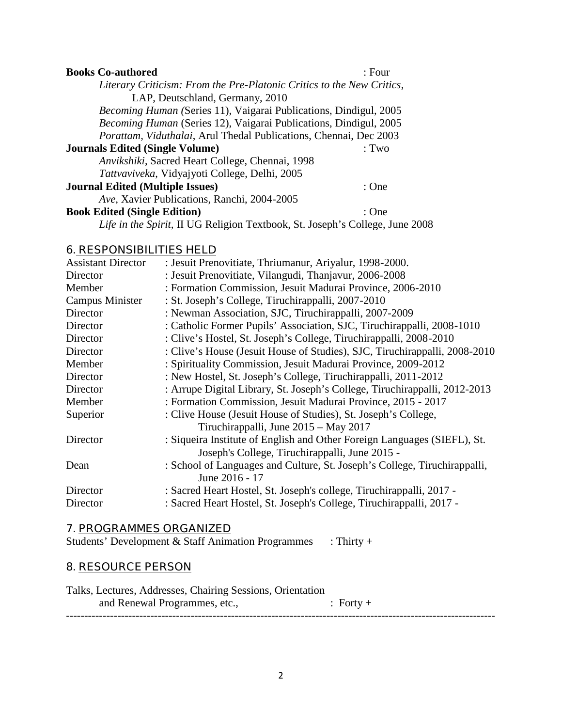**Books Co-authored** : Four

*Literary Criticism: From the Pre-Platonic Critics to the New Critics*, LAP, Deutschland, Germany, 2010
*Becoming Human (*Series 11), Vaigarai Publications, Dindigul, 2005
*Becoming Human* (Series 12), Vaigarai Publications, Dindigul, 2005
*Porattam, Viduthalai*, Arul Thedal Publications, Chennai, Dec 2003

**Journals Edited (Single Volume)** : Two

*Anvikshiki*, Sacred Heart College, Chennai, 1998
*Tattvaviveka*, Vidyajyoti College, Delhi, 2005

**Journal Edited (Multiple Issues)** : One

*Ave*, Xavier Publications, Ranchi, 2004-2005

**Book Edited (Single Edition)** : One

*Life in the Spirit,* II UG Religion Textbook, St. Joseph's College, June 2008

## 6. RESPONSIBILITIES HELD

| | |
|---|---|
| Assistant Director | : Jesuit Prenovitiate, Thriumanur, Ariyalur, 1998-2000. |
| Director | : Jesuit Prenovitiate, Vilangudi, Thanjavur, 2006-2008 |
| Member | : Formation Commission, Jesuit Madurai Province, 2006-2010 |
| Campus Minister | : St. Joseph's College, Tiruchirappalli, 2007-2010 |
| Director | : Newman Association, SJC, Tiruchirappalli, 2007-2009 |
| Director | : Catholic Former Pupils' Association, SJC, Tiruchirappalli, 2008-1010 |
| Director | : Clive's Hostel, St. Joseph's College, Tiruchirappalli, 2008-2010 |
| Director | : Clive's House (Jesuit House of Studies), SJC, Tiruchirappalli, 2008-2010 |
| Member | : Spirituality Commission, Jesuit Madurai Province, 2009-2012 |
| Director | : New Hostel, St. Joseph's College, Tiruchirappalli, 2011-2012 |
| Director | : Arrupe Digital Library, St. Joseph's College, Tiruchirappalli, 2012-2013 |
| Member | : Formation Commission, Jesuit Madurai Province, 2015 - 2017 |
| Superior | : Clive House (Jesuit House of Studies), St. Joseph's College, Tiruchirappalli, June 2015 – May 2017 |
| Director | : Siqueira Institute of English and Other Foreign Languages (SIEFL), St. Joseph's College, Tiruchirappalli, June 2015 - |
| Dean | : School of Languages and Culture, St. Joseph's College, Tiruchirappalli, June 2016 - 17 |
| Director | : Sacred Heart Hostel, St. Joseph's college, Tiruchirappalli, 2017 - |
| Director | : Sacred Heart Hostel, St. Joseph's College, Tiruchirappalli, 2017 - |

## 7. PROGRAMMES ORGANIZED

Students' Development & Staff Animation Programmes : Thirty +

## 8. RESOURCE PERSON

Talks, Lectures, Addresses, Chairing Sessions, Orientation and Renewal Programmes, etc., : Forty +

---